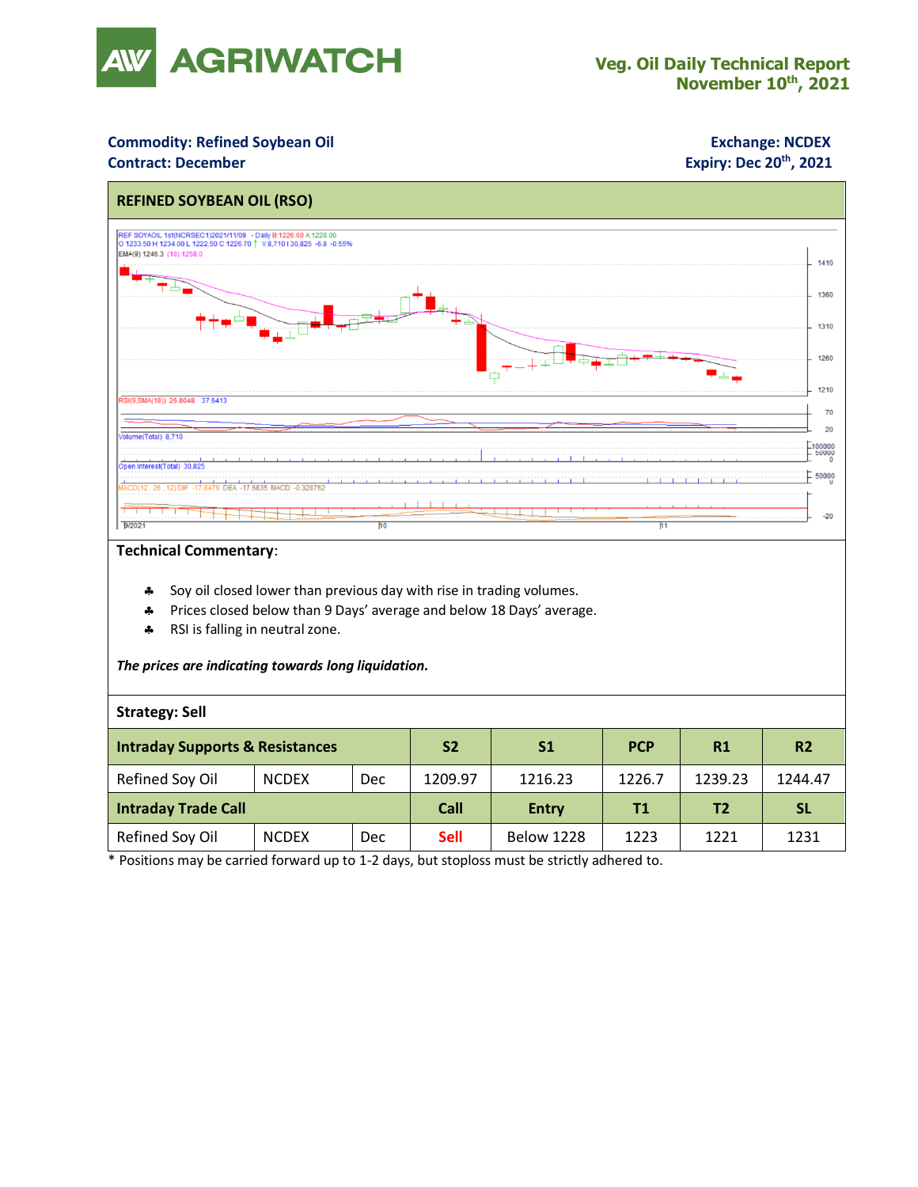**Veg. Oil Daily Technical Report**
**November 10th, 2021**

**Commodity: Refined Soybean Oil**
**Contract: December**

**Exchange: NCDEX**
**Expiry: Dec 20th, 2021**

## REFINED SOYBEAN OIL (RSO)

**Technical Commentary**:

- Soy oil closed lower than previous day with rise in trading volumes.
- Prices closed below than 9 Days' average and below 18 Days' average.
- RSI is falling in neutral zone.

***The prices are indicating towards long liquidation.***

**Strategy: Sell**

| **Intraday Supports & Resistances** | | | **S2** | **S1** | **PCP** | **R1** | **R2** |
|---|---|---|---|---|---|---|---|
| Refined Soy Oil | NCDEX | Dec | 1209.97 | 1216.23 | 1226.7 | 1239.23 | 1244.47 |
| **Intraday Trade Call** | | | **Call** | **Entry** | **T1** | **T2** | **SL** |
| Refined Soy Oil | NCDEX | Dec | Sell | Below 1228 | 1223 | 1221 | 1231 |

* Positions may be carried forward up to 1-2 days, but stoploss must be strictly adhered to.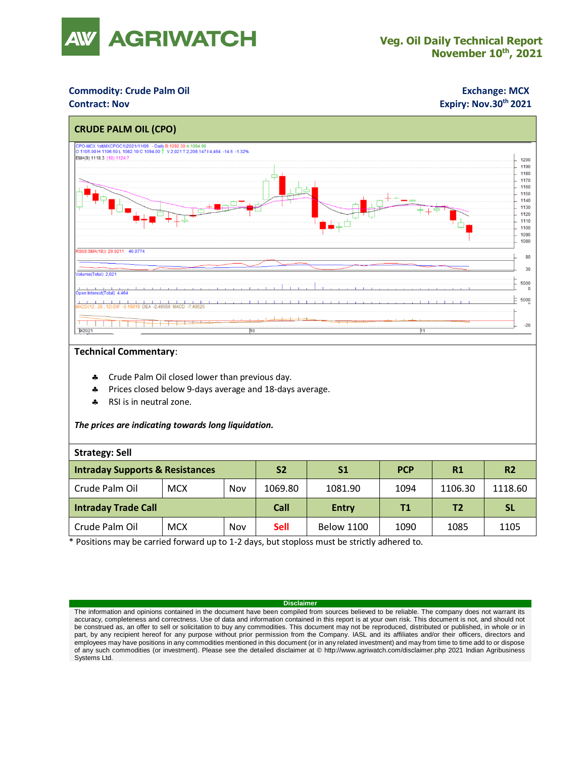# AGRIWATCH

**Veg. Oil Daily Technical Report**
**November 10th, 2021**

**Commodity: Crude Palm Oil** **Exchange: MCX**
**Contract: Nov** **Expiry: Nov.30th 2021**

## CRUDE PALM OIL (CPO)

CPO-MCX 1st(MXCPOC1)2021/11/09 - Daily B:1092.30 A:1094.90
O 1105.00 H 1106.50 L 1082.10 C 1094.00 V 2,021 T 2,209,147 I 4,464 -14.6 -1.32%
EMA(9) 1118.3 (18) 1124.7

1200
1190
1180
1170
1160
1150
1140
1130
1120
1110
1100
1090
1080

RSI(9,SMA(18)) 29.0211 46.0774

80
30

Volume(Total) 2,021

5000
0

Open Interest(Total) 4,464

5000

MACD(12 , 26 , 12) DIF -5.19819 DEA -2.49556 MACD -7.40525

-20

9/2021
10
11

**Technical Commentary**:

- Crude Palm Oil closed lower than previous day.
- Prices closed below 9-days average and 18-days average.
- RSI is in neutral zone.

***The prices are indicating towards long liquidation.***

**Strategy: Sell**

| **Intraday Supports & Resistances** | | | **S2** | **S1** | **PCP** | **R1** | **R2** |
|---|---|---|---|---|---|---|---|
| Crude Palm Oil | MCX | Nov | 1069.80 | 1081.90 | 1094 | 1106.30 | 1118.60 |
| **Intraday Trade Call** | | | **Call** | **Entry** | **T1** | **T2** | **SL** |
| Crude Palm Oil | MCX | Nov | Sell | Below 1100 | 1090 | 1085 | 1105 |

* Positions may be carried forward up to 1-2 days, but stoploss must be strictly adhered to.

**Disclaimer**

The information and opinions contained in the document have been compiled from sources believed to be reliable. The company does not warrant its accuracy, completeness and correctness. Use of data and information contained in this report is at your own risk. This document is not, and should not be construed as, an offer to sell or solicitation to buy any commodities. This document may not be reproduced, distributed or published, in whole or in part, by any recipient hereof for any purpose without prior permission from the Company. IASL and its affiliates and/or their officers, directors and employees may have positions in any commodities mentioned in this document (or in any related investment) and may from time to time add to or dispose of any such commodities (or investment). Please see the detailed disclaimer at © http://www.agriwatch.com/disclaimer.php 2021 Indian Agribusiness Systems Ltd.